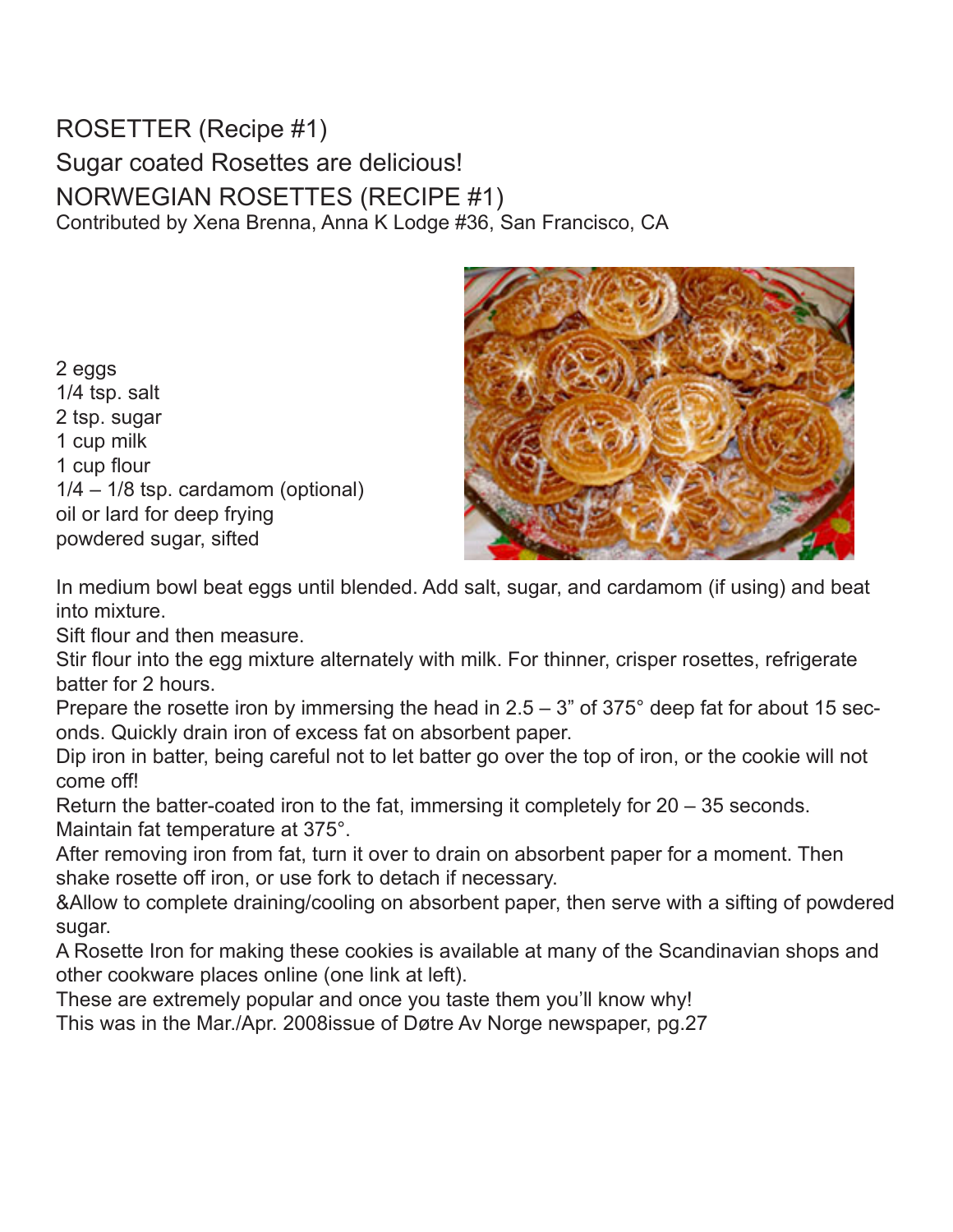# ROSETTER (Recipe #1)

## Sugar coated Rosettes are delicious!

## NORWEGIAN ROSETTES (RECIPE #1)

Contributed by Xena Brenna, Anna K Lodge #36, San Francisco, CA

2 eggs
1/4 tsp. salt
2 tsp. sugar
1 cup milk
1 cup flour
1/4 – 1/8 tsp. cardamom (optional)
oil or lard for deep frying
powdered sugar, sifted

In medium bowl beat eggs until blended. Add salt, sugar, and cardamom (if using) and beat into mixture.

Sift flour and then measure.

Stir flour into the egg mixture alternately with milk. For thinner, crisper rosettes, refrigerate batter for 2 hours.

Prepare the rosette iron by immersing the head in 2.5 – 3" of 375° deep fat for about 15 seconds. Quickly drain iron of excess fat on absorbent paper.

Dip iron in batter, being careful not to let batter go over the top of iron, or the cookie will not come off!

Return the batter-coated iron to the fat, immersing it completely for 20 – 35 seconds. Maintain fat temperature at 375°.

After removing iron from fat, turn it over to drain on absorbent paper for a moment. Then shake rosette off iron, or use fork to detach if necessary.

&Allow to complete draining/cooling on absorbent paper, then serve with a sifting of powdered sugar.

A Rosette Iron for making these cookies is available at many of the Scandinavian shops and other cookware places online (one link at left).

These are extremely popular and once you taste them you'll know why!

This was in the Mar./Apr. 2008issue of Døtre Av Norge newspaper, pg.27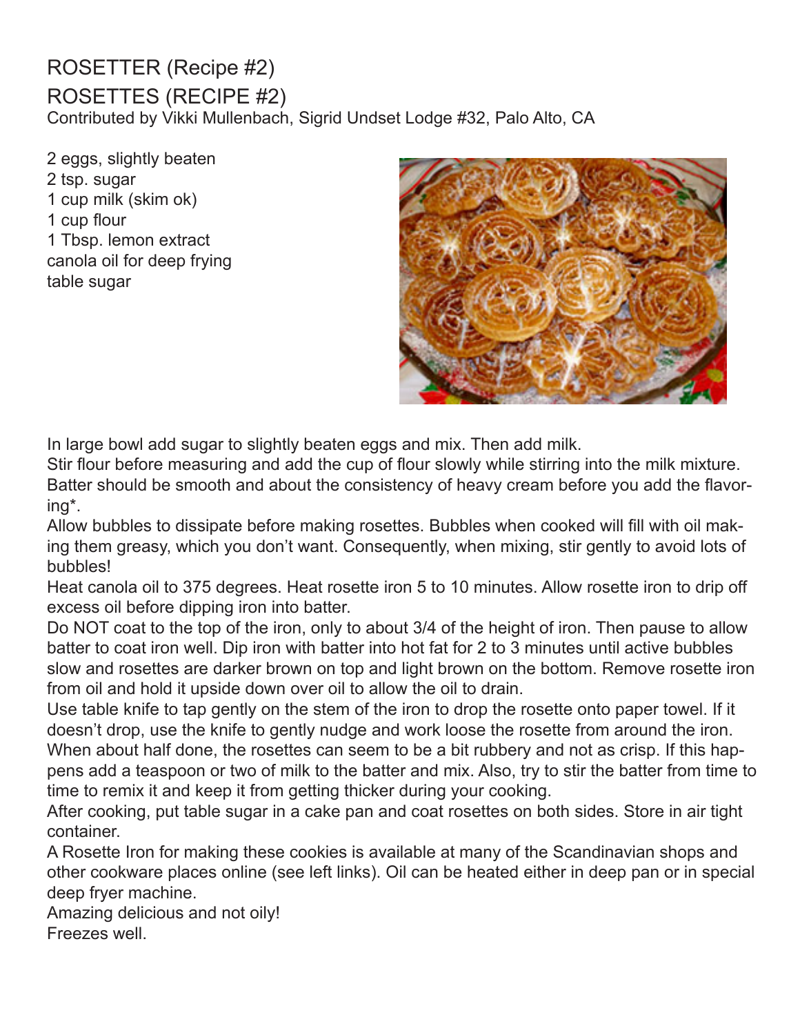# ROSETTER (Recipe #2)
## ROSETTES (RECIPE #2)

Contributed by Vikki Mullenbach, Sigrid Undset Lodge #32, Palo Alto, CA

2 eggs, slightly beaten
2 tsp. sugar
1 cup milk (skim ok)
1 cup flour
1 Tbsp. lemon extract
canola oil for deep frying
table sugar

In large bowl add sugar to slightly beaten eggs and mix. Then add milk.
Stir flour before measuring and add the cup of flour slowly while stirring into the milk mixture.
Batter should be smooth and about the consistency of heavy cream before you add the flavoring*.
Allow bubbles to dissipate before making rosettes. Bubbles when cooked will fill with oil making them greasy, which you don't want. Consequently, when mixing, stir gently to avoid lots of bubbles!
Heat canola oil to 375 degrees. Heat rosette iron 5 to 10 minutes. Allow rosette iron to drip off excess oil before dipping iron into batter.
Do NOT coat to the top of the iron, only to about 3/4 of the height of iron. Then pause to allow batter to coat iron well. Dip iron with batter into hot fat for 2 to 3 minutes until active bubbles slow and rosettes are darker brown on top and light brown on the bottom. Remove rosette iron from oil and hold it upside down over oil to allow the oil to drain.
Use table knife to tap gently on the stem of the iron to drop the rosette onto paper towel. If it doesn't drop, use the knife to gently nudge and work loose the rosette from around the iron.
When about half done, the rosettes can seem to be a bit rubbery and not as crisp. If this happens add a teaspoon or two of milk to the batter and mix. Also, try to stir the batter from time to time to remix it and keep it from getting thicker during your cooking.
After cooking, put table sugar in a cake pan and coat rosettes on both sides. Store in air tight container.
A Rosette Iron for making these cookies is available at many of the Scandinavian shops and other cookware places online (see left links). Oil can be heated either in deep pan or in special deep fryer machine.
Amazing delicious and not oily!
Freezes well.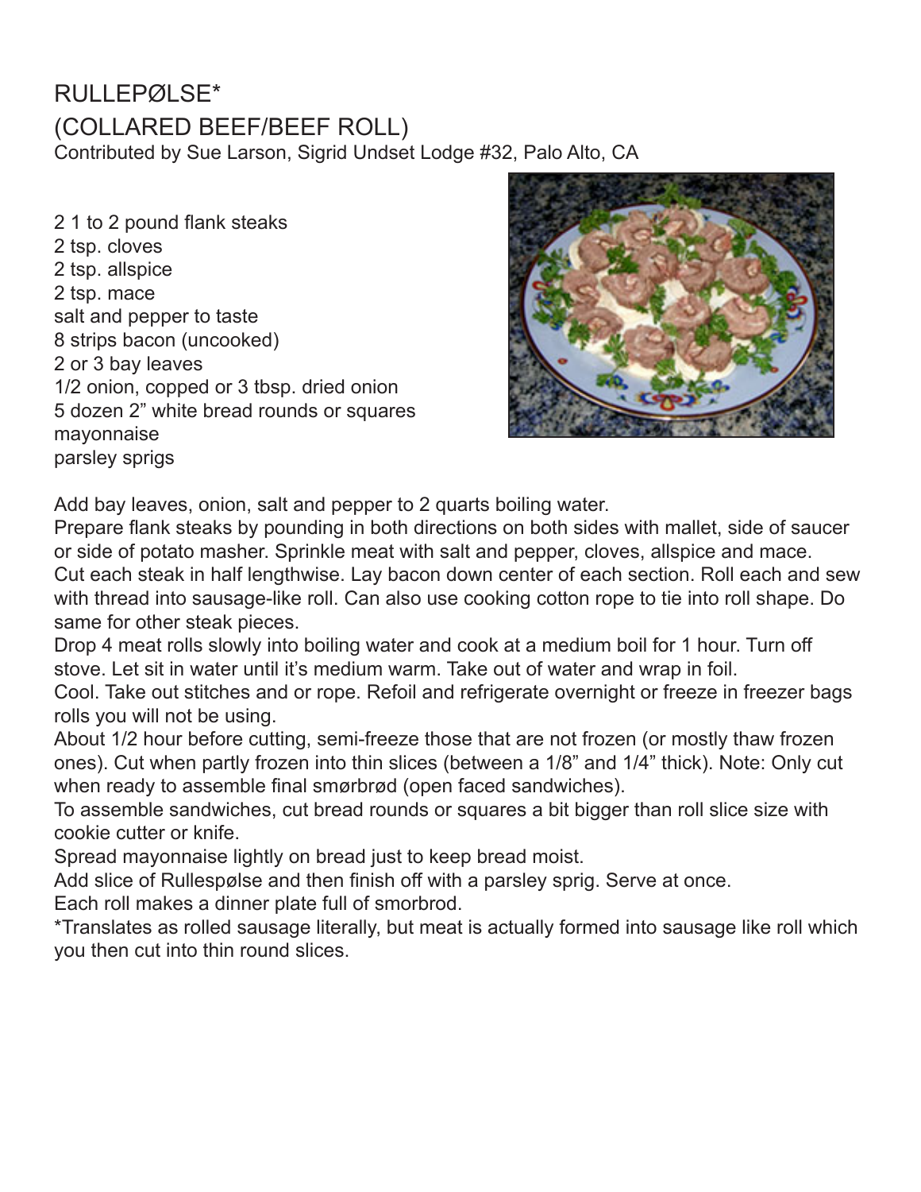# RULLEPØLSE*

## (COLLARED BEEF/BEEF ROLL)

Contributed by Sue Larson, Sigrid Undset Lodge #32, Palo Alto, CA

2 1 to 2 pound flank steaks
2 tsp. cloves
2 tsp. allspice
2 tsp. mace
salt and pepper to taste
8 strips bacon (uncooked)
2 or 3 bay leaves
1/2 onion, copped or 3 tbsp. dried onion
5 dozen 2" white bread rounds or squares
mayonnaise
parsley sprigs

Add bay leaves, onion, salt and pepper to 2 quarts boiling water.

Prepare flank steaks by pounding in both directions on both sides with mallet, side of saucer or side of potato masher. Sprinkle meat with salt and pepper, cloves, allspice and mace.

Cut each steak in half lengthwise. Lay bacon down center of each section. Roll each and sew with thread into sausage-like roll. Can also use cooking cotton rope to tie into roll shape. Do same for other steak pieces.

Drop 4 meat rolls slowly into boiling water and cook at a medium boil for 1 hour. Turn off stove. Let sit in water until it's medium warm. Take out of water and wrap in foil.

Cool. Take out stitches and or rope. Refoil and refrigerate overnight or freeze in freezer bags rolls you will not be using.

About 1/2 hour before cutting, semi-freeze those that are not frozen (or mostly thaw frozen ones). Cut when partly frozen into thin slices (between a 1/8" and 1/4" thick). Note: Only cut when ready to assemble final smørbrød (open faced sandwiches).

To assemble sandwiches, cut bread rounds or squares a bit bigger than roll slice size with cookie cutter or knife.

Spread mayonnaise lightly on bread just to keep bread moist.

Add slice of Rullespølse and then finish off with a parsley sprig. Serve at once.

Each roll makes a dinner plate full of smorbrod.

*Translates as rolled sausage literally, but meat is actually formed into sausage like roll which you then cut into thin round slices.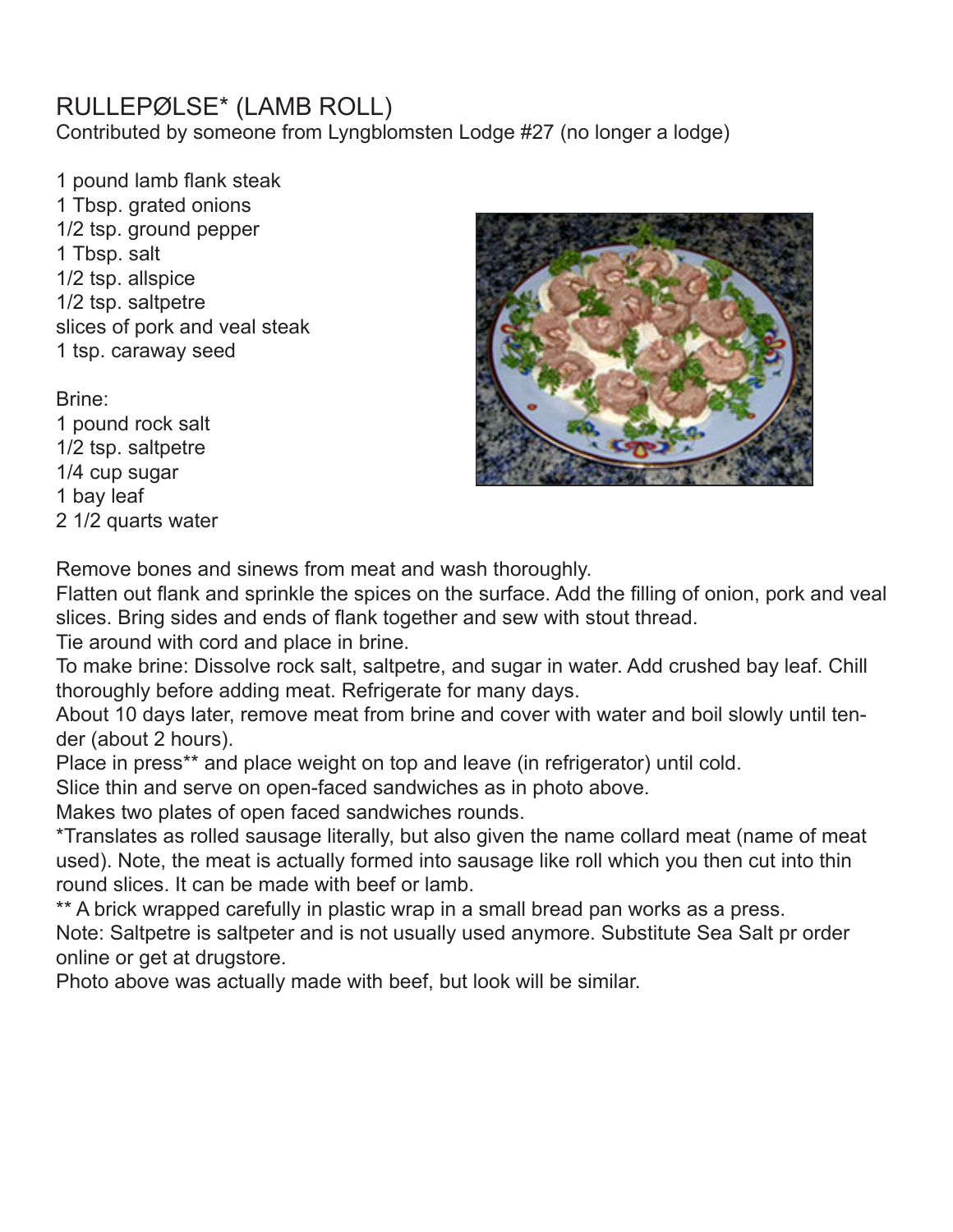# RULLEPØLSE* (LAMB ROLL)

Contributed by someone from Lyngblomsten Lodge #27 (no longer a lodge)

1 pound lamb flank steak
1 Tbsp. grated onions
1/2 tsp. ground pepper
1 Tbsp. salt
1/2 tsp. allspice
1/2 tsp. saltpetre
slices of pork and veal steak
1 tsp. caraway seed

Brine:
1 pound rock salt
1/2 tsp. saltpetre
1/4 cup sugar
1 bay leaf
2 1/2 quarts water

Remove bones and sinews from meat and wash thoroughly.
Flatten out flank and sprinkle the spices on the surface. Add the filling of onion, pork and veal slices. Bring sides and ends of flank together and sew with stout thread.
Tie around with cord and place in brine.
To make brine: Dissolve rock salt, saltpetre, and sugar in water. Add crushed bay leaf. Chill thoroughly before adding meat. Refrigerate for many days.
About 10 days later, remove meat from brine and cover with water and boil slowly until tender (about 2 hours).
Place in press** and place weight on top and leave (in refrigerator) until cold.
Slice thin and serve on open-faced sandwiches as in photo above.
Makes two plates of open faced sandwiches rounds.
*Translates as rolled sausage literally, but also given the name collard meat (name of meat used). Note, the meat is actually formed into sausage like roll which you then cut into thin round slices. It can be made with beef or lamb.
** A brick wrapped carefully in plastic wrap in a small bread pan works as a press.
Note: Saltpetre is saltpeter and is not usually used anymore. Substitute Sea Salt pr order online or get at drugstore.
Photo above was actually made with beef, but look will be similar.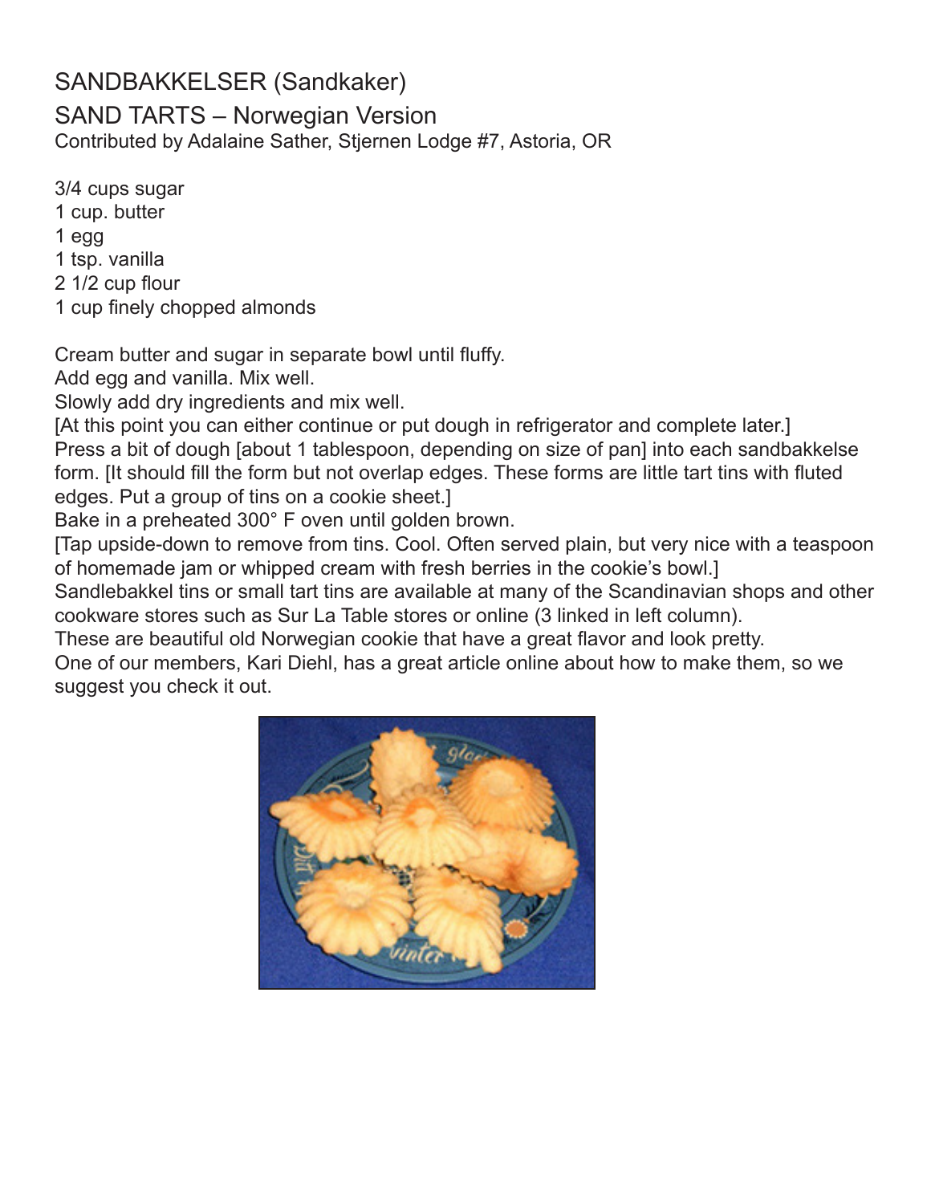# SANDBAKKELSER (Sandkaker)

## SAND TARTS – Norwegian Version

Contributed by Adalaine Sather, Stjernen Lodge #7, Astoria, OR

3/4 cups sugar
1 cup. butter
1 egg
1 tsp. vanilla
2 1/2 cup flour
1 cup finely chopped almonds

Cream butter and sugar in separate bowl until fluffy.
Add egg and vanilla. Mix well.
Slowly add dry ingredients and mix well.
[At this point you can either continue or put dough in refrigerator and complete later.]
Press a bit of dough [about 1 tablespoon, depending on size of pan] into each sandbakkelse form. [It should fill the form but not overlap edges. These forms are little tart tins with fluted edges. Put a group of tins on a cookie sheet.]
Bake in a preheated 300° F oven until golden brown.
[Tap upside-down to remove from tins. Cool. Often served plain, but very nice with a teaspoon of homemade jam or whipped cream with fresh berries in the cookie's bowl.]
Sandlebakkel tins or small tart tins are available at many of the Scandinavian shops and other cookware stores such as Sur La Table stores or online (3 linked in left column).
These are beautiful old Norwegian cookie that have a great flavor and look pretty.
One of our members, Kari Diehl, has a great article online about how to make them, so we suggest you check it out.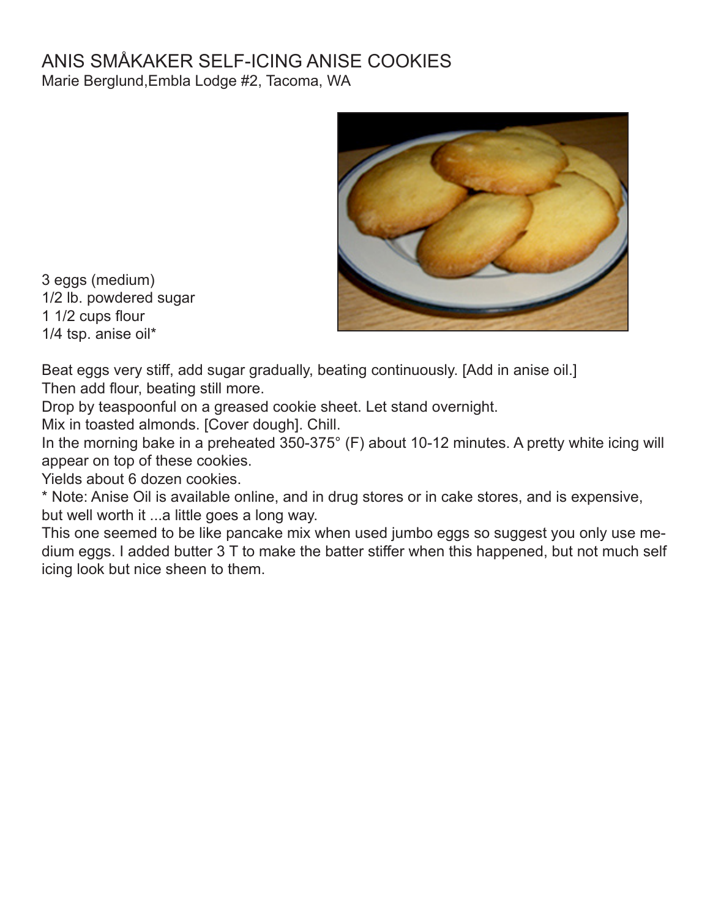# ANIS SMÅKAKER SELF-ICING ANISE COOKIES

Marie Berglund,Embla Lodge #2, Tacoma, WA

3 eggs (medium)
1/2 lb. powdered sugar
1 1/2 cups flour
1/4 tsp. anise oil*

Beat eggs very stiff, add sugar gradually, beating continuously. [Add in anise oil.]
Then add flour, beating still more.
Drop by teaspoonful on a greased cookie sheet. Let stand overnight.
Mix in toasted almonds. [Cover dough]. Chill.
In the morning bake in a preheated 350-375° (F) about 10-12 minutes. A pretty white icing will appear on top of these cookies.
Yields about 6 dozen cookies.
* Note: Anise Oil is available online, and in drug stores or in cake stores, and is expensive, but well worth it ...a little goes a long way.
This one seemed to be like pancake mix when used jumbo eggs so suggest you only use medium eggs. I added butter 3 T to make the batter stiffer when this happened, but not much self icing look but nice sheen to them.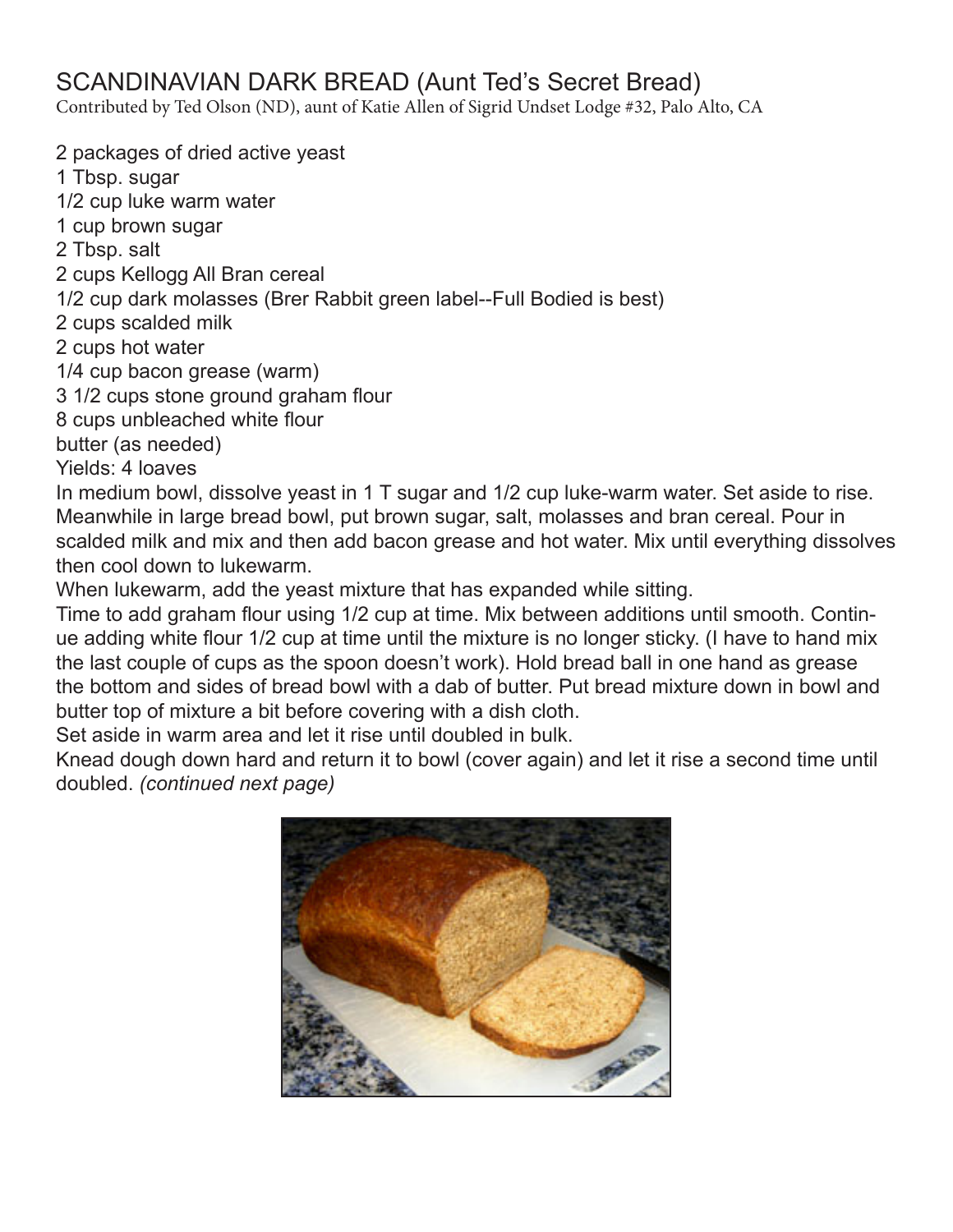# SCANDINAVIAN DARK BREAD (Aunt Ted's Secret Bread)

Contributed by Ted Olson (ND), aunt of Katie Allen of Sigrid Undset Lodge #32, Palo Alto, CA

2 packages of dried active yeast
1 Tbsp. sugar
1/2 cup luke warm water
1 cup brown sugar
2 Tbsp. salt
2 cups Kellogg All Bran cereal
1/2 cup dark molasses (Brer Rabbit green label--Full Bodied is best)
2 cups scalded milk
2 cups hot water
1/4 cup bacon grease (warm)
3 1/2 cups stone ground graham flour
8 cups unbleached white flour
butter (as needed)
Yields: 4 loaves

In medium bowl, dissolve yeast in 1 T sugar and 1/2 cup luke-warm water. Set aside to rise. Meanwhile in large bread bowl, put brown sugar, salt, molasses and bran cereal. Pour in scalded milk and mix and then add bacon grease and hot water. Mix until everything dissolves then cool down to lukewarm.

When lukewarm, add the yeast mixture that has expanded while sitting.

Time to add graham flour using 1/2 cup at time. Mix between additions until smooth. Continue adding white flour 1/2 cup at time until the mixture is no longer sticky. (I have to hand mix the last couple of cups as the spoon doesn't work). Hold bread ball in one hand as grease the bottom and sides of bread bowl with a dab of butter. Put bread mixture down in bowl and butter top of mixture a bit before covering with a dish cloth.

Set aside in warm area and let it rise until doubled in bulk.

Knead dough down hard and return it to bowl (cover again) and let it rise a second time until doubled. *(continued next page)*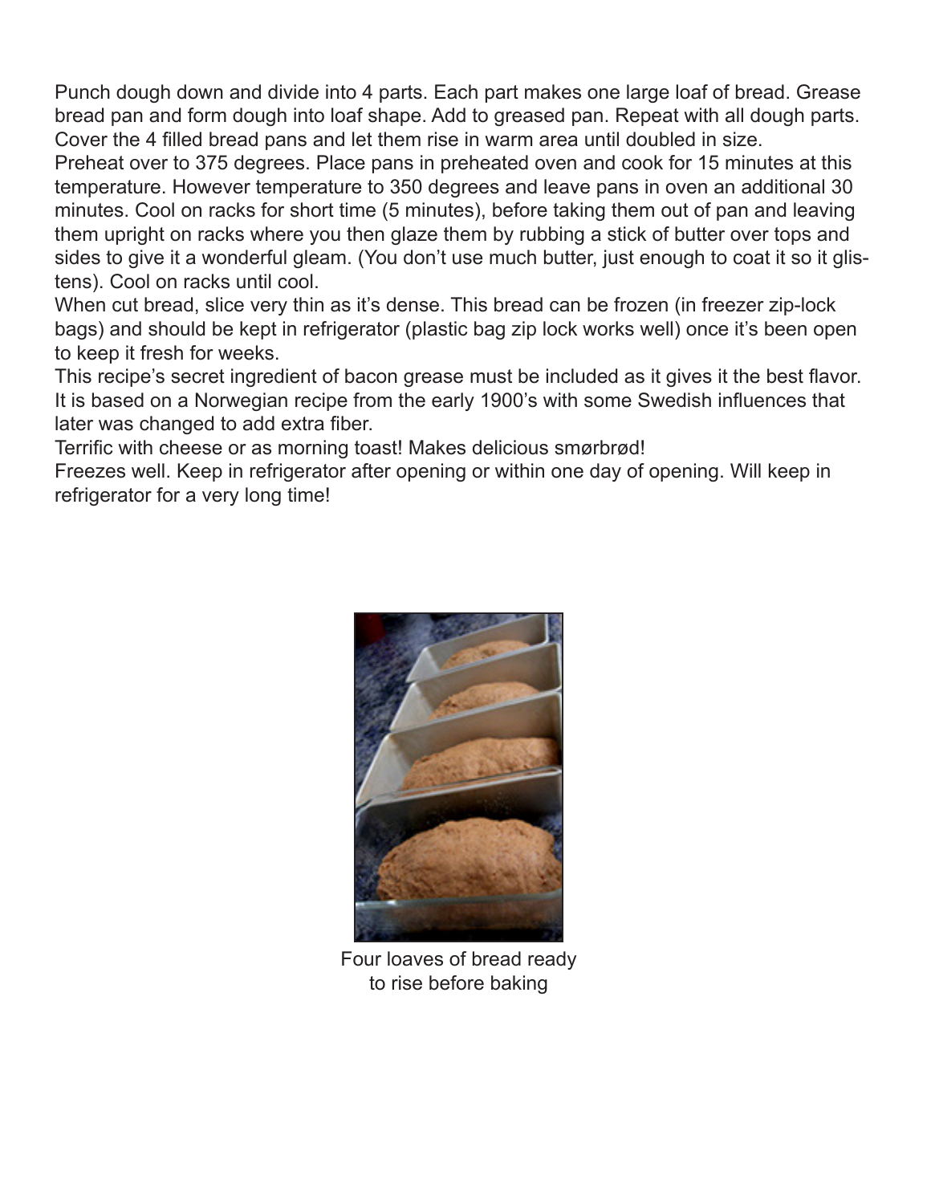Punch dough down and divide into 4 parts. Each part makes one large loaf of bread. Grease bread pan and form dough into loaf shape. Add to greased pan. Repeat with all dough parts. Cover the 4 filled bread pans and let them rise in warm area until doubled in size.

Preheat over to 375 degrees. Place pans in preheated oven and cook for 15 minutes at this temperature. However temperature to 350 degrees and leave pans in oven an additional 30 minutes. Cool on racks for short time (5 minutes), before taking them out of pan and leaving them upright on racks where you then glaze them by rubbing a stick of butter over tops and sides to give it a wonderful gleam. (You don't use much butter, just enough to coat it so it glistens). Cool on racks until cool.

When cut bread, slice very thin as it's dense. This bread can be frozen (in freezer zip-lock bags) and should be kept in refrigerator (plastic bag zip lock works well) once it's been open to keep it fresh for weeks.

This recipe's secret ingredient of bacon grease must be included as it gives it the best flavor. It is based on a Norwegian recipe from the early 1900's with some Swedish influences that later was changed to add extra fiber.

Terrific with cheese or as morning toast! Makes delicious smørbrød!

Freezes well. Keep in refrigerator after opening or within one day of opening. Will keep in refrigerator for a very long time!

Four loaves of bread ready to rise before baking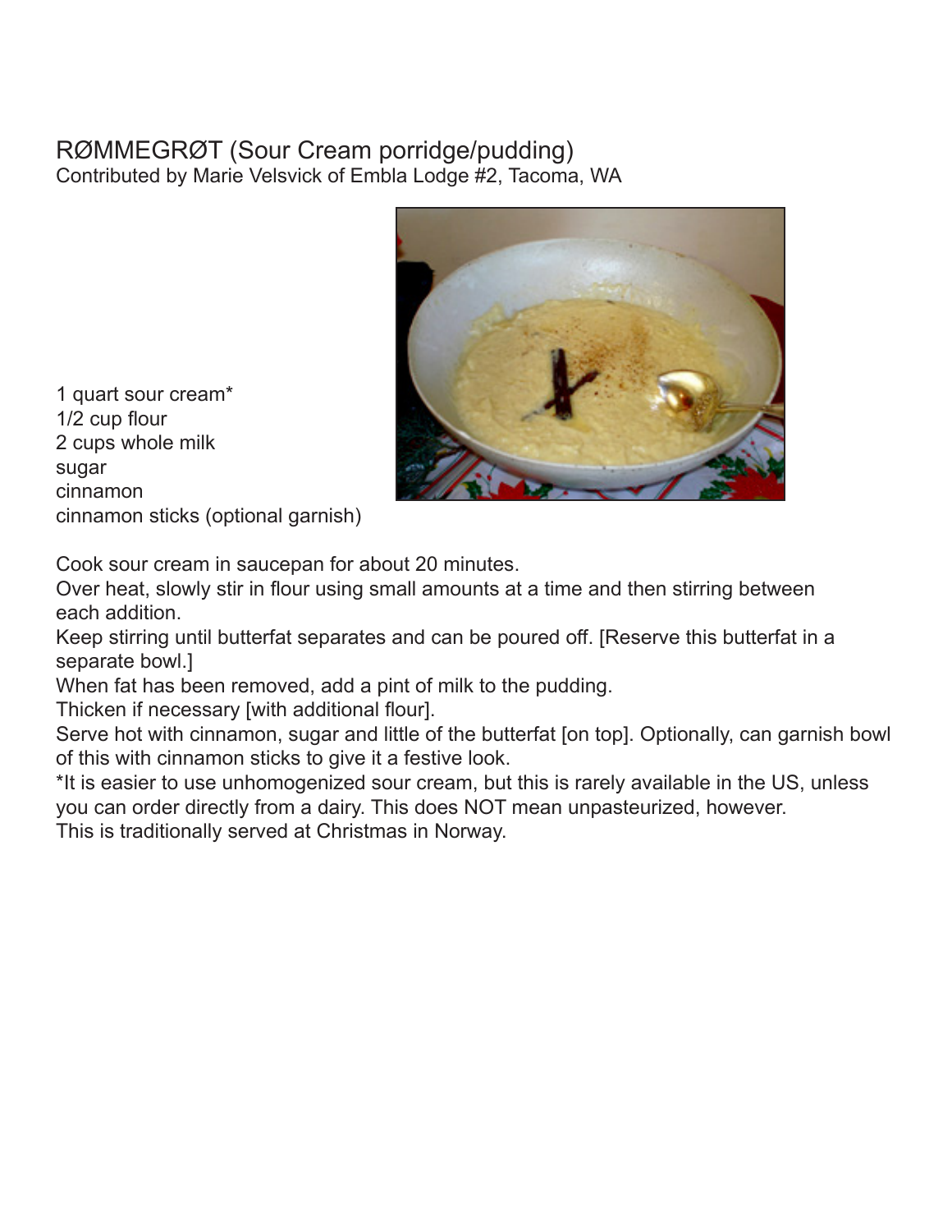# RØMMEGRØT (Sour Cream porridge/pudding)

Contributed by Marie Velsvick of Embla Lodge #2, Tacoma, WA

1 quart sour cream*
1/2 cup flour
2 cups whole milk
sugar
cinnamon
cinnamon sticks (optional garnish)

Cook sour cream in saucepan for about 20 minutes.
Over heat, slowly stir in flour using small amounts at a time and then stirring between each addition.
Keep stirring until butterfat separates and can be poured off. [Reserve this butterfat in a separate bowl.]
When fat has been removed, add a pint of milk to the pudding.
Thicken if necessary [with additional flour].
Serve hot with cinnamon, sugar and little of the butterfat [on top]. Optionally, can garnish bowl of this with cinnamon sticks to give it a festive look.
*It is easier to use unhomogenized sour cream, but this is rarely available in the US, unless you can order directly from a dairy. This does NOT mean unpasteurized, however.
This is traditionally served at Christmas in Norway.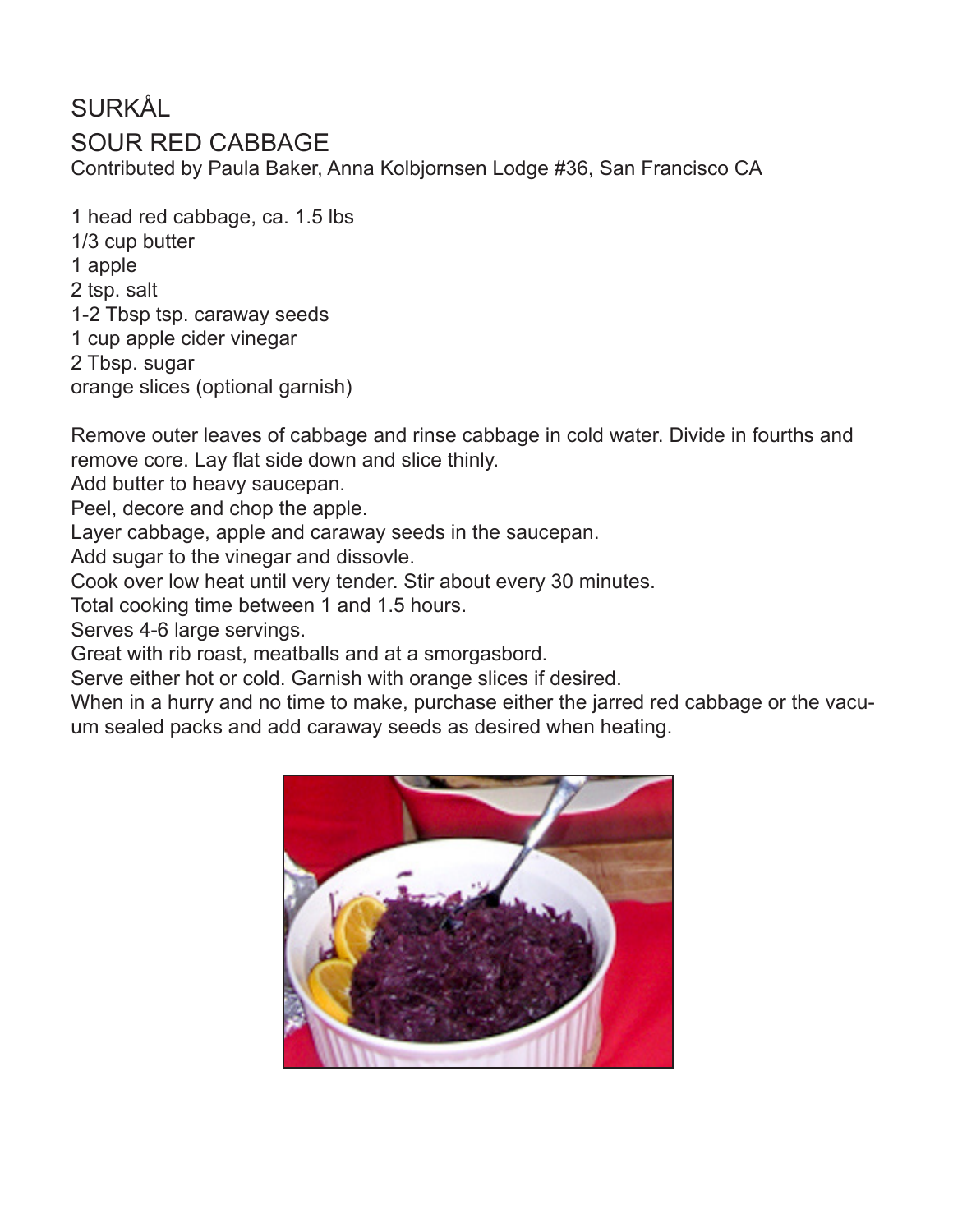# SURKÅL

## SOUR RED CABBAGE

Contributed by Paula Baker, Anna Kolbjornsen Lodge #36, San Francisco CA

1 head red cabbage, ca. 1.5 lbs
1/3 cup butter
1 apple
2 tsp. salt
1-2 Tbsp tsp. caraway seeds
1 cup apple cider vinegar
2 Tbsp. sugar
orange slices (optional garnish)

Remove outer leaves of cabbage and rinse cabbage in cold water. Divide in fourths and remove core. Lay flat side down and slice thinly.
Add butter to heavy saucepan.
Peel, decore and chop the apple.
Layer cabbage, apple and caraway seeds in the saucepan.
Add sugar to the vinegar and dissovle.
Cook over low heat until very tender. Stir about every 30 minutes.
Total cooking time between 1 and 1.5 hours.
Serves 4-6 large servings.
Great with rib roast, meatballs and at a smorgasbord.
Serve either hot or cold. Garnish with orange slices if desired.
When in a hurry and no time to make, purchase either the jarred red cabbage or the vacuum sealed packs and add caraway seeds as desired when heating.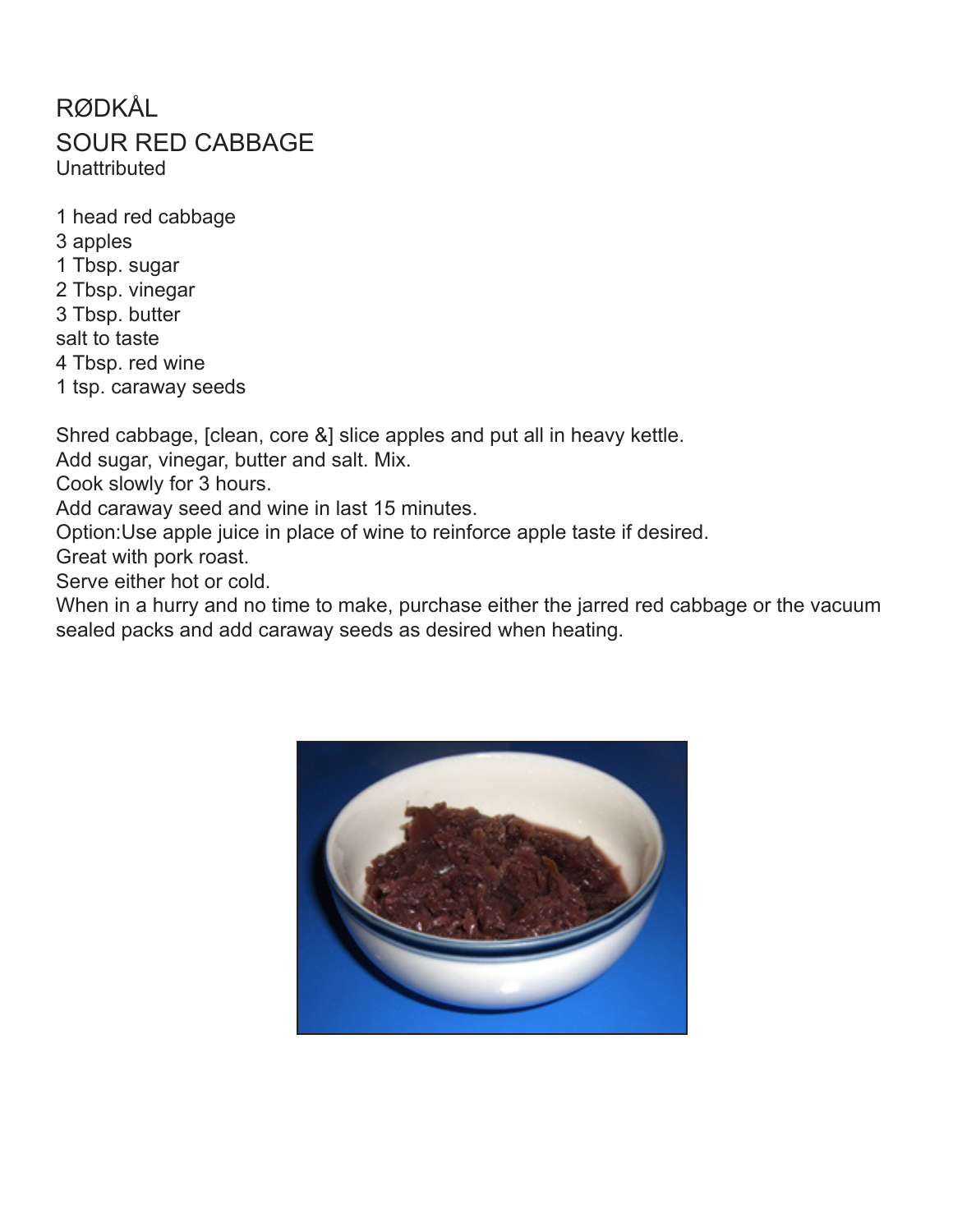# RØDKÅL

# SOUR RED CABBAGE

Unattributed

1 head red cabbage
3 apples
1 Tbsp. sugar
2 Tbsp. vinegar
3 Tbsp. butter
salt to taste
4 Tbsp. red wine
1 tsp. caraway seeds

Shred cabbage, [clean, core &] slice apples and put all in heavy kettle.
Add sugar, vinegar, butter and salt. Mix.
Cook slowly for 3 hours.
Add caraway seed and wine in last 15 minutes.
Option:Use apple juice in place of wine to reinforce apple taste if desired.
Great with pork roast.
Serve either hot or cold.
When in a hurry and no time to make, purchase either the jarred red cabbage or the vacuum sealed packs and add caraway seeds as desired when heating.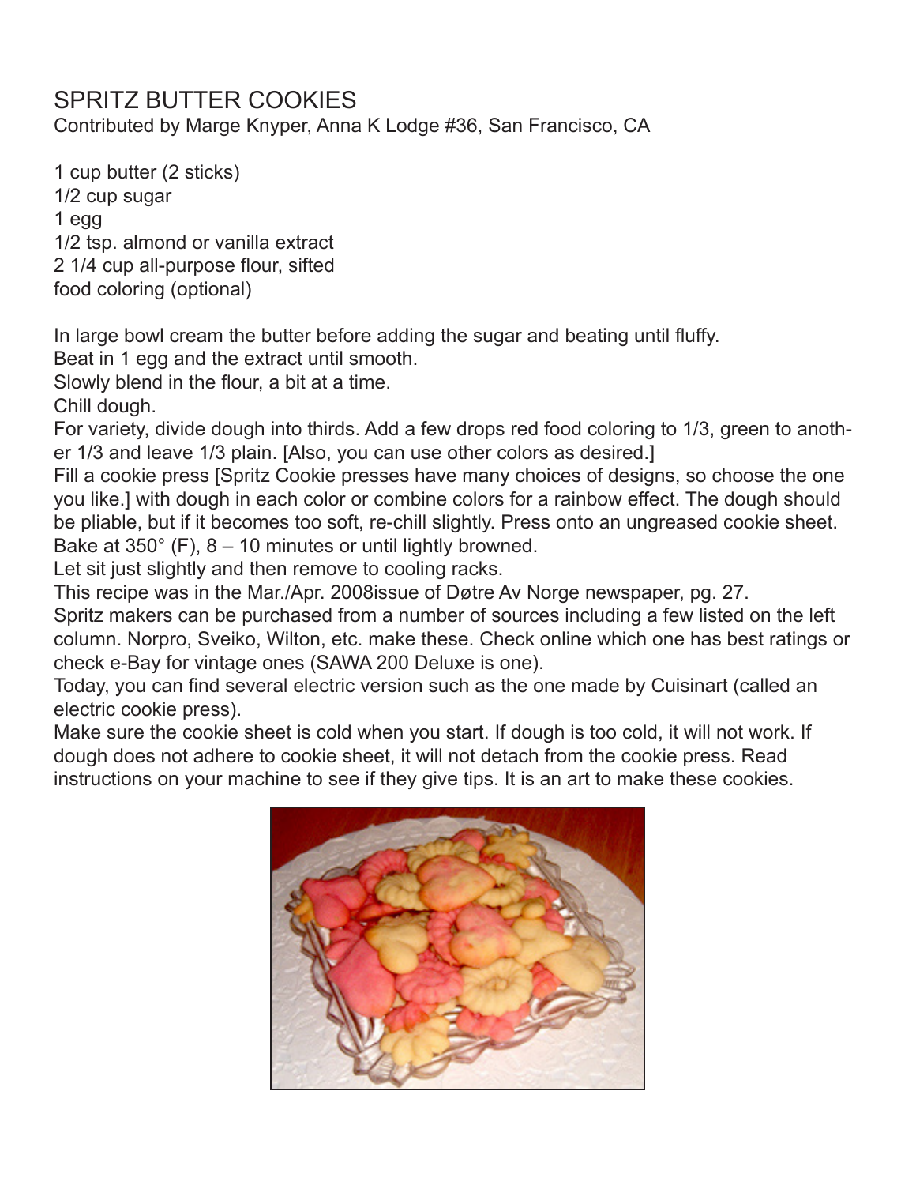# SPRITZ BUTTER COOKIES

Contributed by Marge Knyper, Anna K Lodge #36, San Francisco, CA

1 cup butter (2 sticks)
1/2 cup sugar
1 egg
1/2 tsp. almond or vanilla extract
2 1/4 cup all-purpose flour, sifted
food coloring (optional)

In large bowl cream the butter before adding the sugar and beating until fluffy.
Beat in 1 egg and the extract until smooth.
Slowly blend in the flour, a bit at a time.
Chill dough.
For variety, divide dough into thirds. Add a few drops red food coloring to 1/3, green to another 1/3 and leave 1/3 plain. [Also, you can use other colors as desired.]
Fill a cookie press [Spritz Cookie presses have many choices of designs, so choose the one you like.] with dough in each color or combine colors for a rainbow effect. The dough should be pliable, but if it becomes too soft, re-chill slightly. Press onto an ungreased cookie sheet.
Bake at 350° (F), 8 – 10 minutes or until lightly browned.
Let sit just slightly and then remove to cooling racks.
This recipe was in the Mar./Apr. 2008issue of Døtre Av Norge newspaper, pg. 27.
Spritz makers can be purchased from a number of sources including a few listed on the left column. Norpro, Sveiko, Wilton, etc. make these. Check online which one has best ratings or check e-Bay for vintage ones (SAWA 200 Deluxe is one).
Today, you can find several electric version such as the one made by Cuisinart (called an electric cookie press).
Make sure the cookie sheet is cold when you start. If dough is too cold, it will not work. If dough does not adhere to cookie sheet, it will not detach from the cookie press. Read instructions on your machine to see if they give tips. It is an art to make these cookies.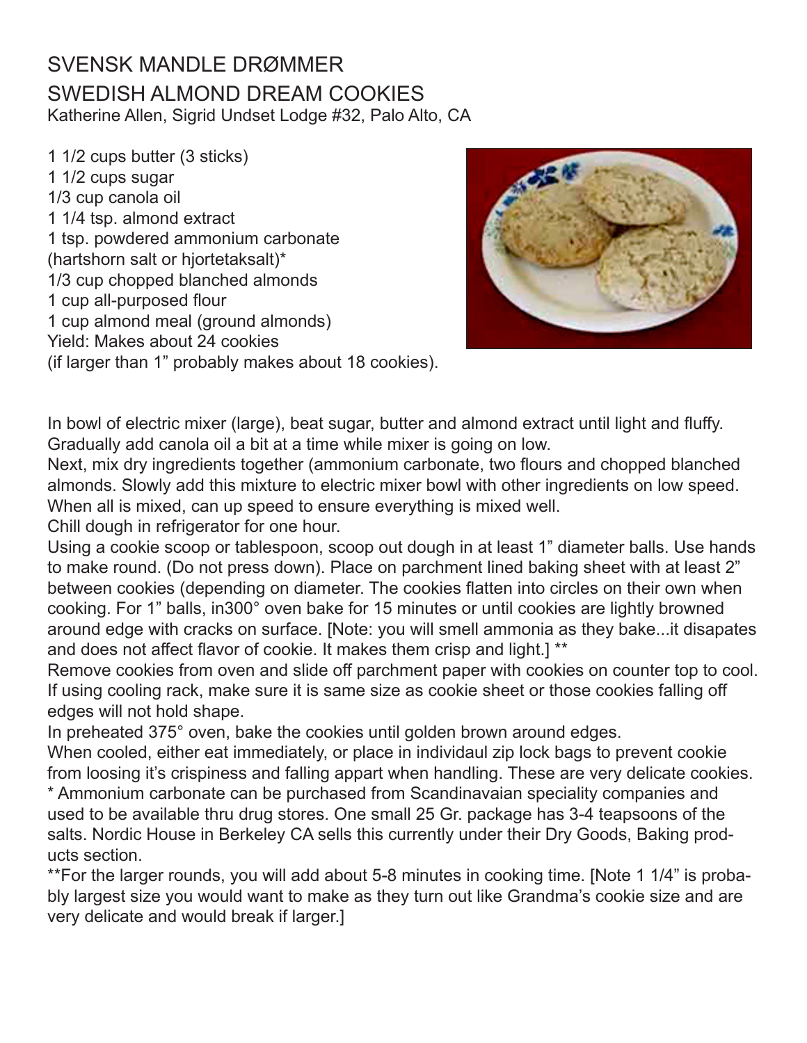# SVENSK MANDLE DRØMMER

## SWEDISH ALMOND DREAM COOKIES

Katherine Allen, Sigrid Undset Lodge #32, Palo Alto, CA

1 1/2 cups butter (3 sticks)
1 1/2 cups sugar
1/3 cup canola oil
1 1/4 tsp. almond extract
1 tsp. powdered ammonium carbonate
(hartshorn salt or hjortetaksalt)*
1/3 cup chopped blanched almonds
1 cup all-purposed flour
1 cup almond meal (ground almonds)
Yield: Makes about 24 cookies
(if larger than 1" probably makes about 18 cookies).

In bowl of electric mixer (large), beat sugar, butter and almond extract until light and fluffy. Gradually add canola oil a bit at a time while mixer is going on low.

Next, mix dry ingredients together (ammonium carbonate, two flours and chopped blanched almonds. Slowly add this mixture to electric mixer bowl with other ingredients on low speed. When all is mixed, can up speed to ensure everything is mixed well.

Chill dough in refrigerator for one hour.

Using a cookie scoop or tablespoon, scoop out dough in at least 1" diameter balls. Use hands to make round. (Do not press down). Place on parchment lined baking sheet with at least 2" between cookies (depending on diameter. The cookies flatten into circles on their own when cooking. For 1" balls, in300° oven bake for 15 minutes or until cookies are lightly browned around edge with cracks on surface. [Note: you will smell ammonia as they bake...it disapates and does not affect flavor of cookie. It makes them crisp and light.] **

Remove cookies from oven and slide off parchment paper with cookies on counter top to cool. If using cooling rack, make sure it is same size as cookie sheet or those cookies falling off edges will not hold shape.

In preheated 375° oven, bake the cookies until golden brown around edges.

When cooled, either eat immediately, or place in individaul zip lock bags to prevent cookie from loosing it's crispiness and falling appart when handling. These are very delicate cookies.

* Ammonium carbonate can be purchased from Scandinavaian speciality companies and used to be available thru drug stores. One small 25 Gr. package has 3-4 teapsoons of the salts. Nordic House in Berkeley CA sells this currently under their Dry Goods, Baking products section.

**For the larger rounds, you will add about 5-8 minutes in cooking time. [Note 1 1/4" is probably largest size you would want to make as they turn out like Grandma's cookie size and are very delicate and would break if larger.]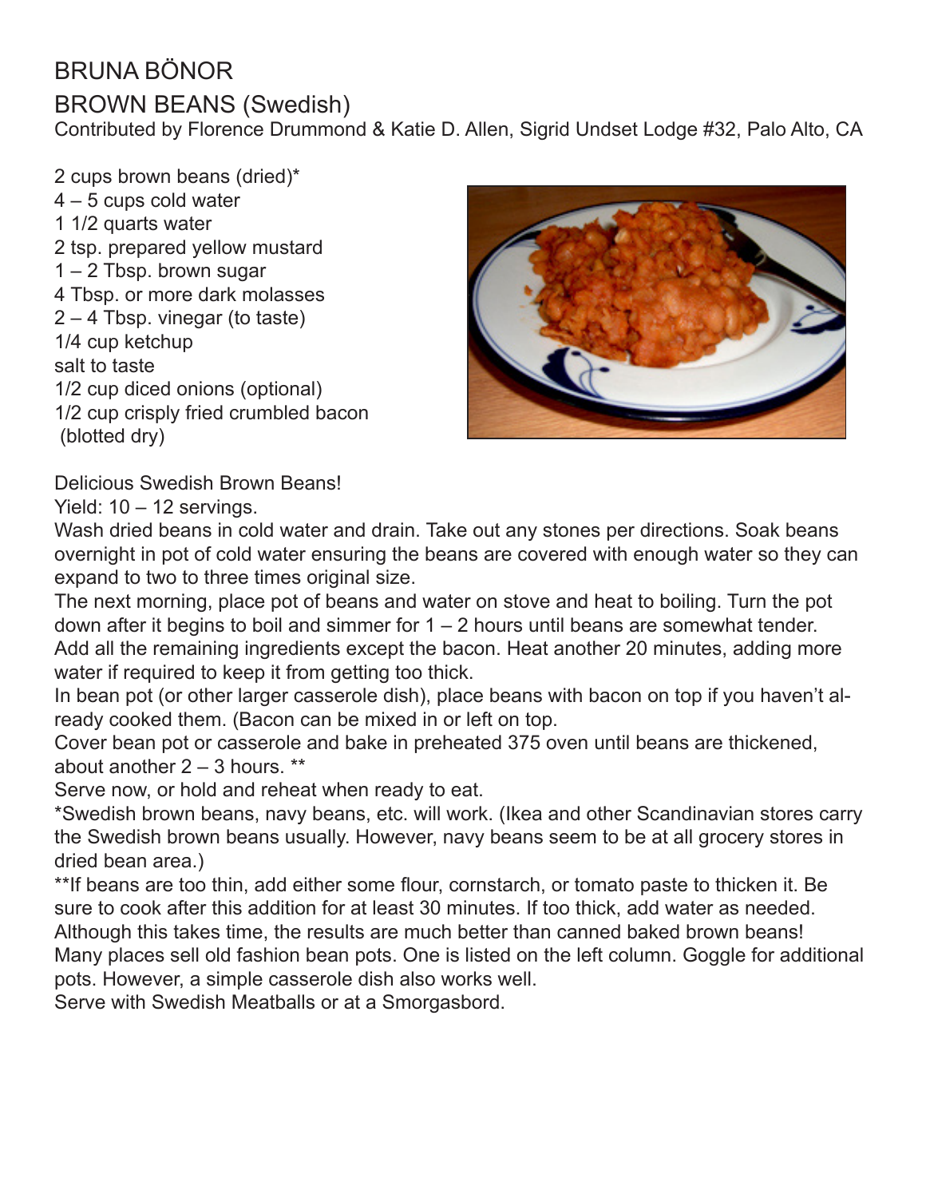# BRUNA BÖNOR

## BROWN BEANS (Swedish)

Contributed by Florence Drummond & Katie D. Allen, Sigrid Undset Lodge #32, Palo Alto, CA

2 cups brown beans (dried)*
4 – 5 cups cold water
1 1/2 quarts water
2 tsp. prepared yellow mustard
1 – 2 Tbsp. brown sugar
4 Tbsp. or more dark molasses
2 – 4 Tbsp. vinegar (to taste)
1/4 cup ketchup
salt to taste
1/2 cup diced onions (optional)
1/2 cup crisply fried crumbled bacon
(blotted dry)

Delicious Swedish Brown Beans!

Yield: 10 – 12 servings.

Wash dried beans in cold water and drain. Take out any stones per directions. Soak beans overnight in pot of cold water ensuring the beans are covered with enough water so they can expand to two to three times original size.

The next morning, place pot of beans and water on stove and heat to boiling. Turn the pot down after it begins to boil and simmer for 1 – 2 hours until beans are somewhat tender. Add all the remaining ingredients except the bacon. Heat another 20 minutes, adding more water if required to keep it from getting too thick.

In bean pot (or other larger casserole dish), place beans with bacon on top if you haven't already cooked them. (Bacon can be mixed in or left on top.

Cover bean pot or casserole and bake in preheated 375 oven until beans are thickened, about another 2 – 3 hours. **

Serve now, or hold and reheat when ready to eat.

*Swedish brown beans, navy beans, etc. will work. (Ikea and other Scandinavian stores carry the Swedish brown beans usually. However, navy beans seem to be at all grocery stores in dried bean area.)

**If beans are too thin, add either some flour, cornstarch, or tomato paste to thicken it. Be sure to cook after this addition for at least 30 minutes. If too thick, add water as needed.

Although this takes time, the results are much better than canned baked brown beans!

Many places sell old fashion bean pots. One is listed on the left column. Goggle for additional pots. However, a simple casserole dish also works well.

Serve with Swedish Meatballs or at a Smorgasbord.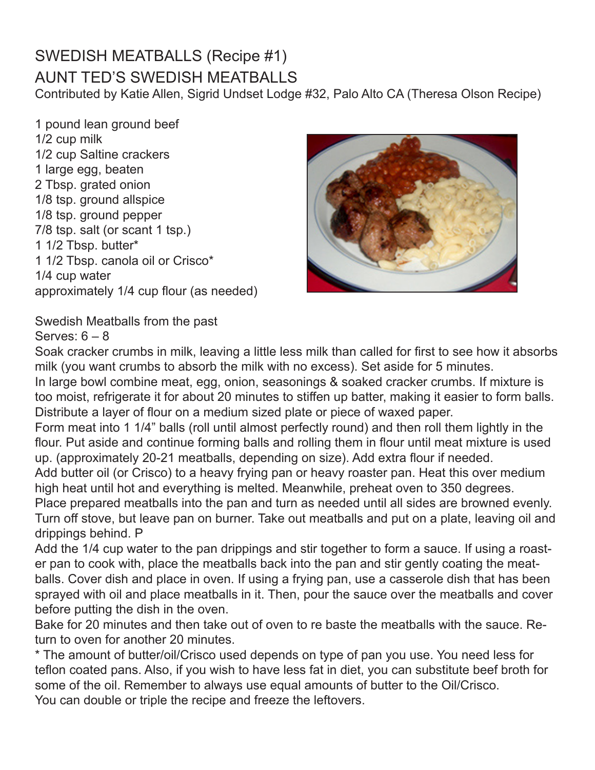# SWEDISH MEATBALLS (Recipe #1)

## AUNT TED'S SWEDISH MEATBALLS

Contributed by Katie Allen, Sigrid Undset Lodge #32, Palo Alto CA (Theresa Olson Recipe)

1 pound lean ground beef
1/2 cup milk
1/2 cup Saltine crackers
1 large egg, beaten
2 Tbsp. grated onion
1/8 tsp. ground allspice
1/8 tsp. ground pepper
7/8 tsp. salt (or scant 1 tsp.)
1 1/2 Tbsp. butter*
1 1/2 Tbsp. canola oil or Crisco*
1/4 cup water
approximately 1/4 cup flour (as needed)

Swedish Meatballs from the past
Serves: 6 – 8

Soak cracker crumbs in milk, leaving a little less milk than called for first to see how it absorbs milk (you want crumbs to absorb the milk with no excess). Set aside for 5 minutes.

In large bowl combine meat, egg, onion, seasonings & soaked cracker crumbs. If mixture is too moist, refrigerate it for about 20 minutes to stiffen up batter, making it easier to form balls.

Distribute a layer of flour on a medium sized plate or piece of waxed paper.

Form meat into 1 1/4" balls (roll until almost perfectly round) and then roll them lightly in the flour. Put aside and continue forming balls and rolling them in flour until meat mixture is used up. (approximately 20-21 meatballs, depending on size). Add extra flour if needed.

Add butter oil (or Crisco) to a heavy frying pan or heavy roaster pan. Heat this over medium high heat until hot and everything is melted. Meanwhile, preheat oven to 350 degrees.

Place prepared meatballs into the pan and turn as needed until all sides are browned evenly. Turn off stove, but leave pan on burner. Take out meatballs and put on a plate, leaving oil and drippings behind. P

Add the 1/4 cup water to the pan drippings and stir together to form a sauce. If using a roaster pan to cook with, place the meatballs back into the pan and stir gently coating the meatballs. Cover dish and place in oven. If using a frying pan, use a casserole dish that has been sprayed with oil and place meatballs in it. Then, pour the sauce over the meatballs and cover before putting the dish in the oven.

Bake for 20 minutes and then take out of oven to re baste the meatballs with the sauce. Return to oven for another 20 minutes.

* The amount of butter/oil/Crisco used depends on type of pan you use. You need less for teflon coated pans. Also, if you wish to have less fat in diet, you can substitute beef broth for some of the oil. Remember to always use equal amounts of butter to the Oil/Crisco.

You can double or triple the recipe and freeze the leftovers.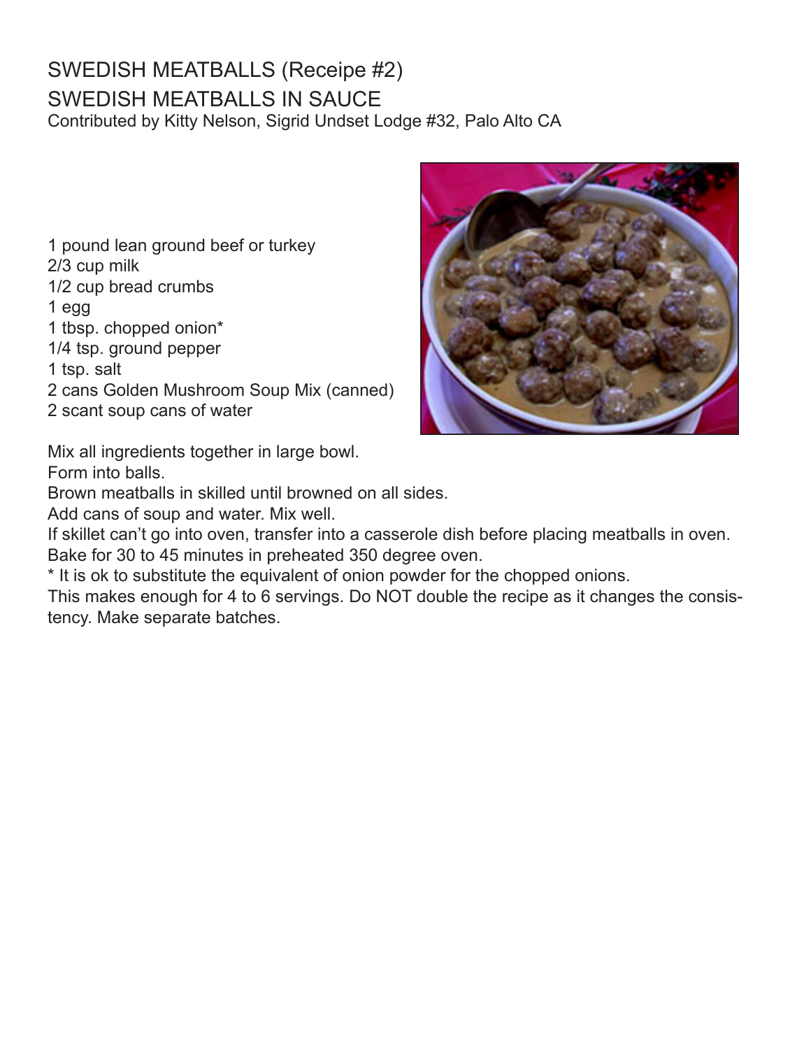# SWEDISH MEATBALLS (Receipe #2)

## SWEDISH MEATBALLS IN SAUCE

Contributed by Kitty Nelson, Sigrid Undset Lodge #32, Palo Alto CA

1 pound lean ground beef or turkey
2/3 cup milk
1/2 cup bread crumbs
1 egg
1 tbsp. chopped onion*
1/4 tsp. ground pepper
1 tsp. salt
2 cans Golden Mushroom Soup Mix (canned)
2 scant soup cans of water

Mix all ingredients together in large bowl.
Form into balls.
Brown meatballs in skilled until browned on all sides.
Add cans of soup and water. Mix well.
If skillet can't go into oven, transfer into a casserole dish before placing meatballs in oven.
Bake for 30 to 45 minutes in preheated 350 degree oven.
* It is ok to substitute the equivalent of onion powder for the chopped onions.
This makes enough for 4 to 6 servings. Do NOT double the recipe as it changes the consistency. Make separate batches.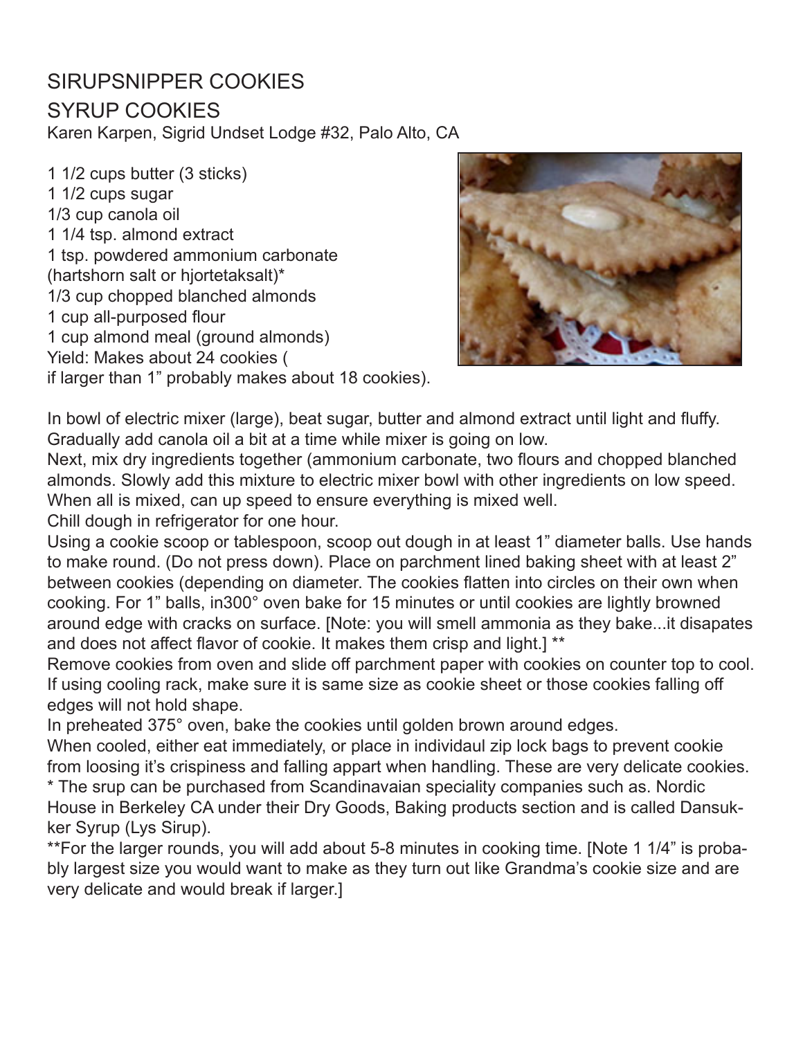# SIRUPSNIPPER COOKIES

## SYRUP COOKIES

Karen Karpen, Sigrid Undset Lodge #32, Palo Alto, CA

1 1/2 cups butter (3 sticks)
1 1/2 cups sugar
1/3 cup canola oil
1 1/4 tsp. almond extract
1 tsp. powdered ammonium carbonate (hartshorn salt or hjortetaksalt)*
1/3 cup chopped blanched almonds
1 cup all-purposed flour
1 cup almond meal (ground almonds)
Yield: Makes about 24 cookies (
if larger than 1" probably makes about 18 cookies).

In bowl of electric mixer (large), beat sugar, butter and almond extract until light and fluffy. Gradually add canola oil a bit at a time while mixer is going on low.

Next, mix dry ingredients together (ammonium carbonate, two flours and chopped blanched almonds. Slowly add this mixture to electric mixer bowl with other ingredients on low speed. When all is mixed, can up speed to ensure everything is mixed well.

Chill dough in refrigerator for one hour.

Using a cookie scoop or tablespoon, scoop out dough in at least 1" diameter balls. Use hands to make round. (Do not press down). Place on parchment lined baking sheet with at least 2" between cookies (depending on diameter. The cookies flatten into circles on their own when cooking. For 1" balls, in300° oven bake for 15 minutes or until cookies are lightly browned around edge with cracks on surface. [Note: you will smell ammonia as they bake...it disapates and does not affect flavor of cookie. It makes them crisp and light.] **

Remove cookies from oven and slide off parchment paper with cookies on counter top to cool. If using cooling rack, make sure it is same size as cookie sheet or those cookies falling off edges will not hold shape.

In preheated 375° oven, bake the cookies until golden brown around edges.

When cooled, either eat immediately, or place in individaul zip lock bags to prevent cookie from loosing it's crispiness and falling appart when handling. These are very delicate cookies.

* The srup can be purchased from Scandinavaian speciality companies such as. Nordic House in Berkeley CA under their Dry Goods, Baking products section and is called Dansukker Syrup (Lys Sirup).

**For the larger rounds, you will add about 5-8 minutes in cooking time. [Note 1 1/4" is probably largest size you would want to make as they turn out like Grandma's cookie size and are very delicate and would break if larger.]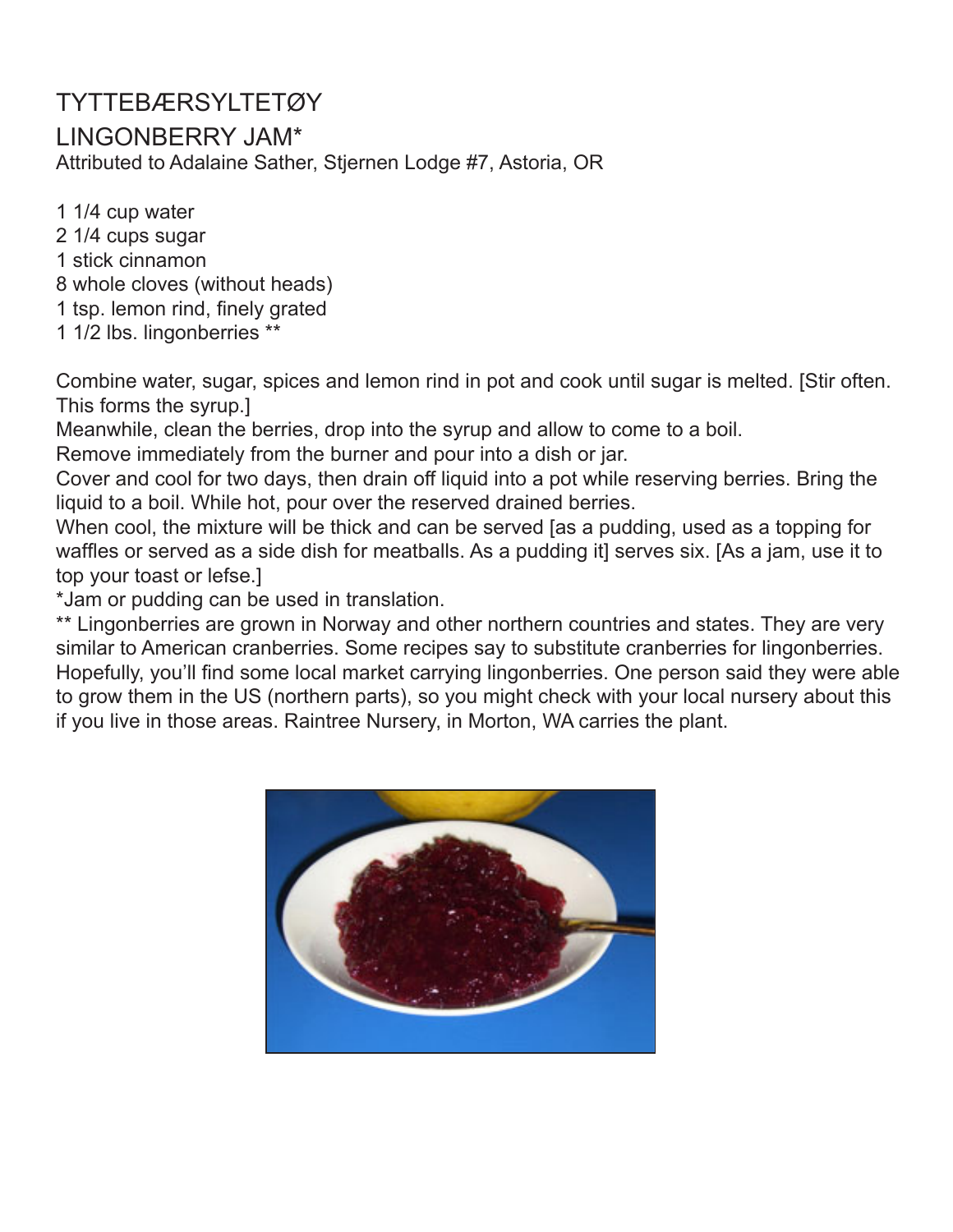# TYTTEBÆRSYLTETØY

# LINGONBERRY JAM*

Attributed to Adalaine Sather, Stjernen Lodge #7, Astoria, OR

1 1/4 cup water
2 1/4 cups sugar
1 stick cinnamon
8 whole cloves (without heads)
1 tsp. lemon rind, finely grated
1 1/2 lbs. lingonberries **

Combine water, sugar, spices and lemon rind in pot and cook until sugar is melted. [Stir often. This forms the syrup.]

Meanwhile, clean the berries, drop into the syrup and allow to come to a boil.

Remove immediately from the burner and pour into a dish or jar.

Cover and cool for two days, then drain off liquid into a pot while reserving berries. Bring the liquid to a boil. While hot, pour over the reserved drained berries.

When cool, the mixture will be thick and can be served [as a pudding, used as a topping for waffles or served as a side dish for meatballs. As a pudding it] serves six. [As a jam, use it to top your toast or lefse.]

*Jam or pudding can be used in translation.

** Lingonberries are grown in Norway and other northern countries and states. They are very similar to American cranberries. Some recipes say to substitute cranberries for lingonberries. Hopefully, you'll find some local market carrying lingonberries. One person said they were able to grow them in the US (northern parts), so you might check with your local nursery about this if you live in those areas. Raintree Nursery, in Morton, WA carries the plant.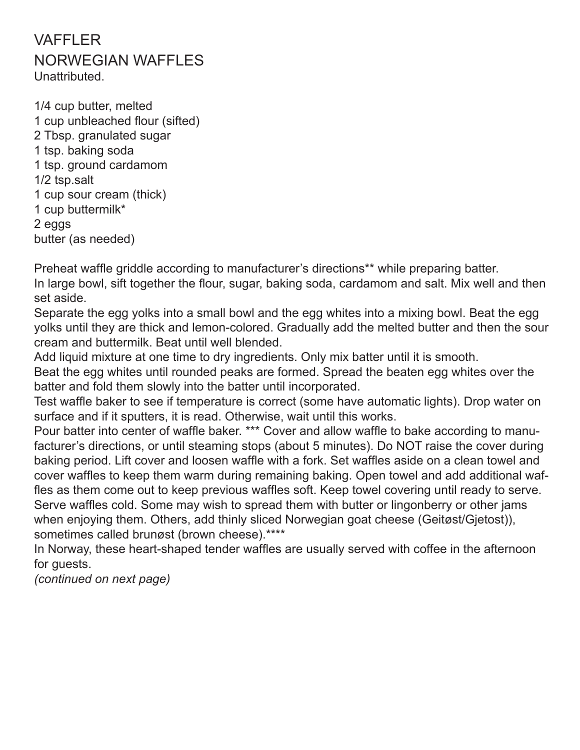# VAFFLER
# NORWEGIAN WAFFLES

Unattributed.

1/4 cup butter, melted
1 cup unbleached flour (sifted)
2 Tbsp. granulated sugar
1 tsp. baking soda
1 tsp. ground cardamom
1/2 tsp.salt
1 cup sour cream (thick)
1 cup buttermilk*
2 eggs
butter (as needed)

Preheat waffle griddle according to manufacturer's directions** while preparing batter.
In large bowl, sift together the flour, sugar, baking soda, cardamom and salt. Mix well and then set aside.
Separate the egg yolks into a small bowl and the egg whites into a mixing bowl. Beat the egg yolks until they are thick and lemon-colored. Gradually add the melted butter and then the sour cream and buttermilk. Beat until well blended.
Add liquid mixture at one time to dry ingredients. Only mix batter until it is smooth.
Beat the egg whites until rounded peaks are formed. Spread the beaten egg whites over the batter and fold them slowly into the batter until incorporated.
Test waffle baker to see if temperature is correct (some have automatic lights). Drop water on surface and if it sputters, it is read. Otherwise, wait until this works.
Pour batter into center of waffle baker. *** Cover and allow waffle to bake according to manufacturer's directions, or until steaming stops (about 5 minutes). Do NOT raise the cover during baking period. Lift cover and loosen waffle with a fork. Set waffles aside on a clean towel and cover waffles to keep them warm during remaining baking. Open towel and add additional waffles as them come out to keep previous waffles soft. Keep towel covering until ready to serve.
Serve waffles cold. Some may wish to spread them with butter or lingonberry or other jams when enjoying them. Others, add thinly sliced Norwegian goat cheese (Geitøst/Gjetost)), sometimes called brunøst (brown cheese).****
In Norway, these heart-shaped tender waffles are usually served with coffee in the afternoon for guests.
*(continued on next page)*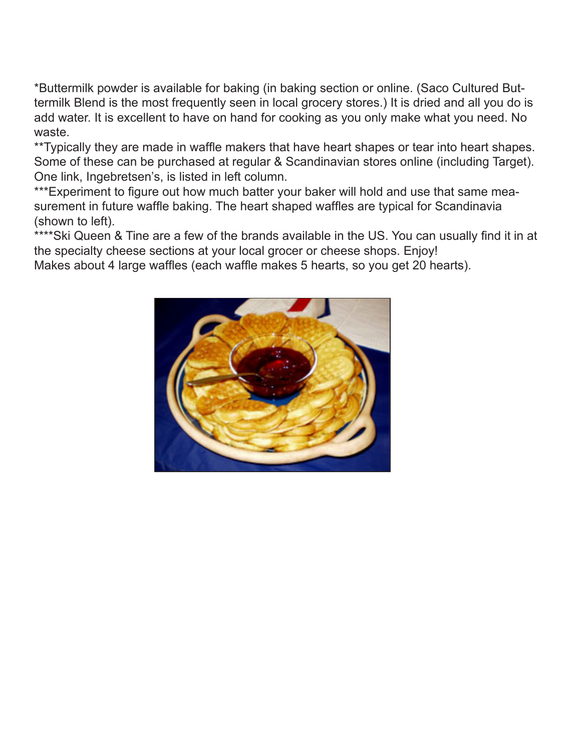*Buttermilk powder is available for baking (in baking section or online. (Saco Cultured Buttermilk Blend is the most frequently seen in local grocery stores.) It is dried and all you do is add water. It is excellent to have on hand for cooking as you only make what you need. No waste.

**Typically they are made in waffle makers that have heart shapes or tear into heart shapes. Some of these can be purchased at regular & Scandinavian stores online (including Target). One link, Ingebretsen's, is listed in left column.

***Experiment to figure out how much batter your baker will hold and use that same measurement in future waffle baking. The heart shaped waffles are typical for Scandinavia (shown to left).

****Ski Queen & Tine are a few of the brands available in the US. You can usually find it in at the specialty cheese sections at your local grocer or cheese shops. Enjoy!

Makes about 4 large waffles (each waffle makes 5 hearts, so you get 20 hearts).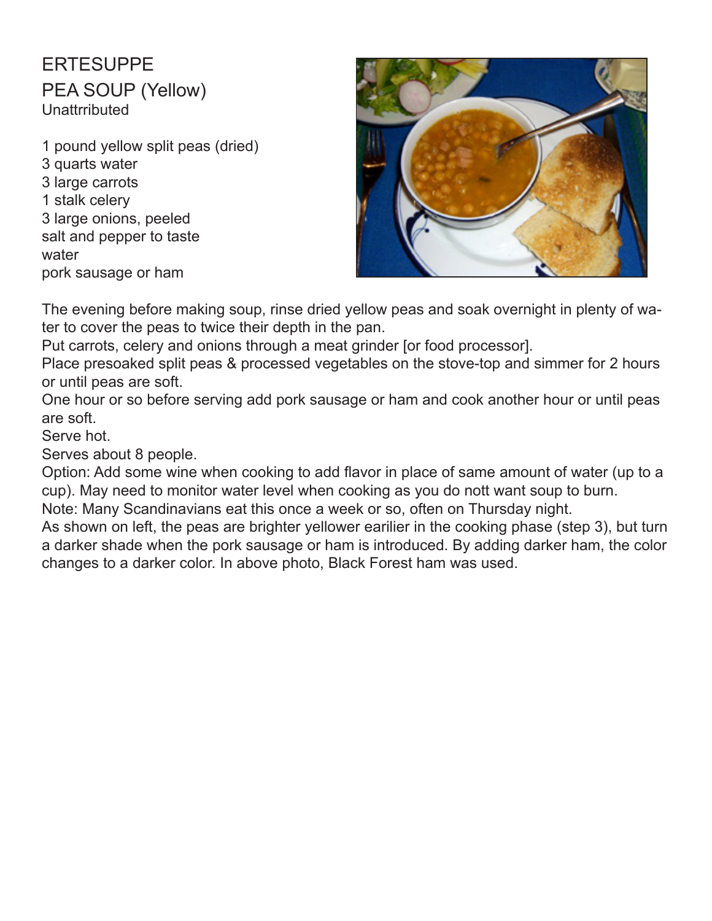# ERTESUPPE

## PEA SOUP (Yellow)

Unattrributed

1 pound yellow split peas (dried)
3 quarts water
3 large carrots
1 stalk celery
3 large onions, peeled
salt and pepper to taste
water
pork sausage or ham

The evening before making soup, rinse dried yellow peas and soak overnight in plenty of water to cover the peas to twice their depth in the pan.

Put carrots, celery and onions through a meat grinder [or food processor].

Place presoaked split peas & processed vegetables on the stove-top and simmer for 2 hours or until peas are soft.

One hour or so before serving add pork sausage or ham and cook another hour or until peas are soft.

Serve hot.

Serves about 8 people.

Option: Add some wine when cooking to add flavor in place of same amount of water (up to a cup). May need to monitor water level when cooking as you do nott want soup to burn.

Note: Many Scandinavians eat this once a week or so, often on Thursday night.

As shown on left, the peas are brighter yellower earilier in the cooking phase (step 3), but turn a darker shade when the pork sausage or ham is introduced. By adding darker ham, the color changes to a darker color. In above photo, Black Forest ham was used.